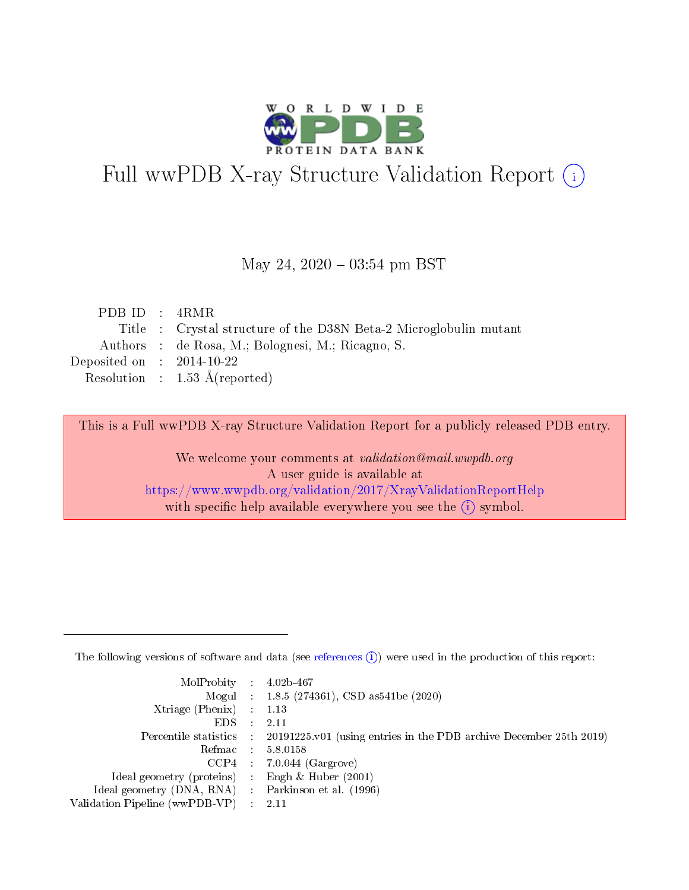# Full wwPDB X-ray Structure Validation Report (i)

May 24, 2020 – 03:54 pm BST

| | | |
|---|---|---|
| PDB ID | : | 4RMR |
| Title | : | Crystal structure of the D38N Beta-2 Microglobulin mutant |
| Authors | : | de Rosa, M.; Bolognesi, M.; Ricagno, S. |
| Deposited on | : | 2014-10-22 |
| Resolution | : | 1.53 Å(reported) |

This is a Full wwPDB X-ray Structure Validation Report for a publicly released PDB entry.

We welcome your comments at *validation@mail.wwpdb.org*
A user guide is available at
https://www.wwpdb.org/validation/2017/XrayValidationReportHelp
with specific help available everywhere you see the (i) symbol.

---

The following versions of software and data (see references (i)) were used in the production of this report:

| | | |
|---|---|---|
| MolProbity | : | 4.02b-467 |
| Mogul | : | 1.8.5 (274361), CSD as541be (2020) |
| Xtriage (Phenix) | : | 1.13 |
| EDS | : | 2.11 |
| Percentile statistics | : | 20191225.v01 (using entries in the PDB archive December 25th 2019) |
| Refmac | : | 5.8.0158 |
| CCP4 | : | 7.0.044 (Gargrove) |
| Ideal geometry (proteins) | : | Engh & Huber (2001) |
| Ideal geometry (DNA, RNA) | : | Parkinson et al. (1996) |
| Validation Pipeline (wwPDB-VP) | : | 2.11 |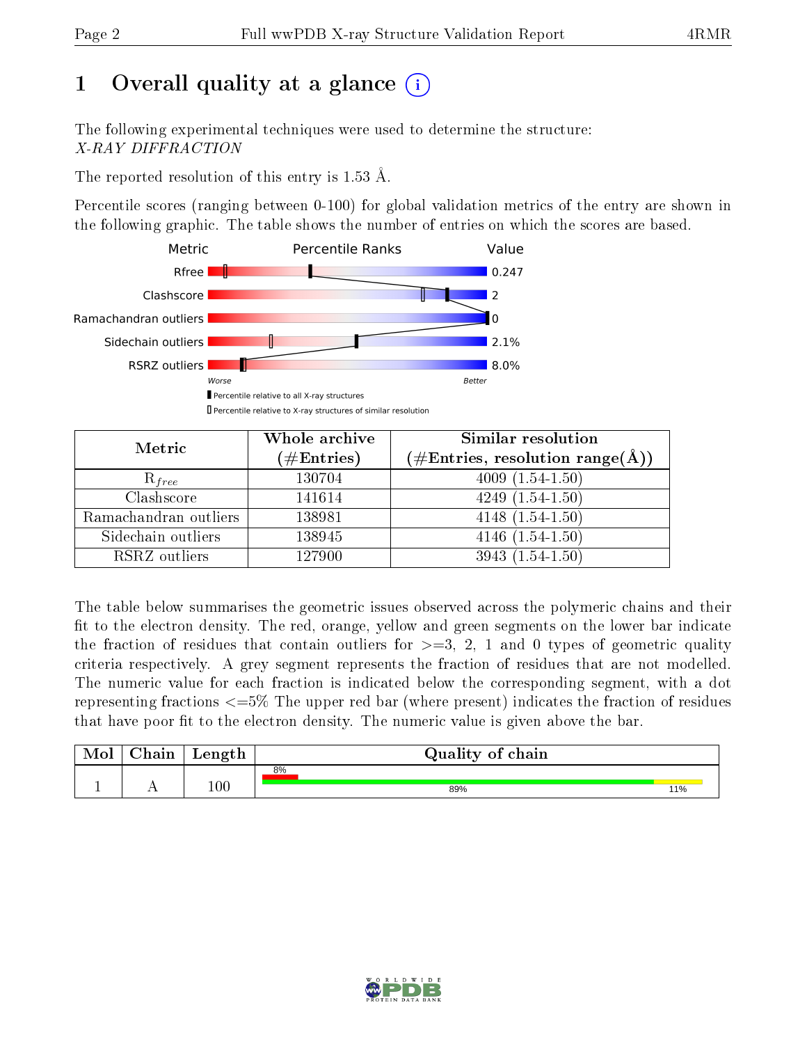# 1 Overall quality at a glance

The following experimental techniques were used to determine the structure:
*X-RAY DIFFRACTION*

The reported resolution of this entry is 1.53 Å.

Percentile scores (ranging between 0-100) for global validation metrics of the entry are shown in the following graphic. The table shows the number of entries on which the scores are based.

| Metric | Value |
|---|---|
| Rfree | 0.247 |
| Clashscore | 2 |
| Ramachandran outliers | 0 |
| Sidechain outliers | 2.1% |
| RSRZ outliers | 8.0% |

| Metric | Whole archive (#Entries) | Similar resolution (#Entries, resolution range(Å)) |
|---|---|---|
| $R_{free}$ | 130704 | 4009 (1.54-1.50) |
| Clashscore | 141614 | 4249 (1.54-1.50) |
| Ramachandran outliers | 138981 | 4148 (1.54-1.50) |
| Sidechain outliers | 138945 | 4146 (1.54-1.50) |
| RSRZ outliers | 127900 | 3943 (1.54-1.50) |

The table below summarises the geometric issues observed across the polymeric chains and their fit to the electron density. The red, orange, yellow and green segments on the lower bar indicate the fraction of residues that contain outliers for >=3, 2, 1 and 0 types of geometric quality criteria respectively. A grey segment represents the fraction of residues that are not modelled. The numeric value for each fraction is indicated below the corresponding segment, with a dot representing fractions <=5% The upper red bar (where present) indicates the fraction of residues that have poor fit to the electron density. The numeric value is given above the bar.

| Mol | Chain | Length | Quality of chain |
|---|---|---|---|
| 1 | A | 100 | 8% / 89% / 11% |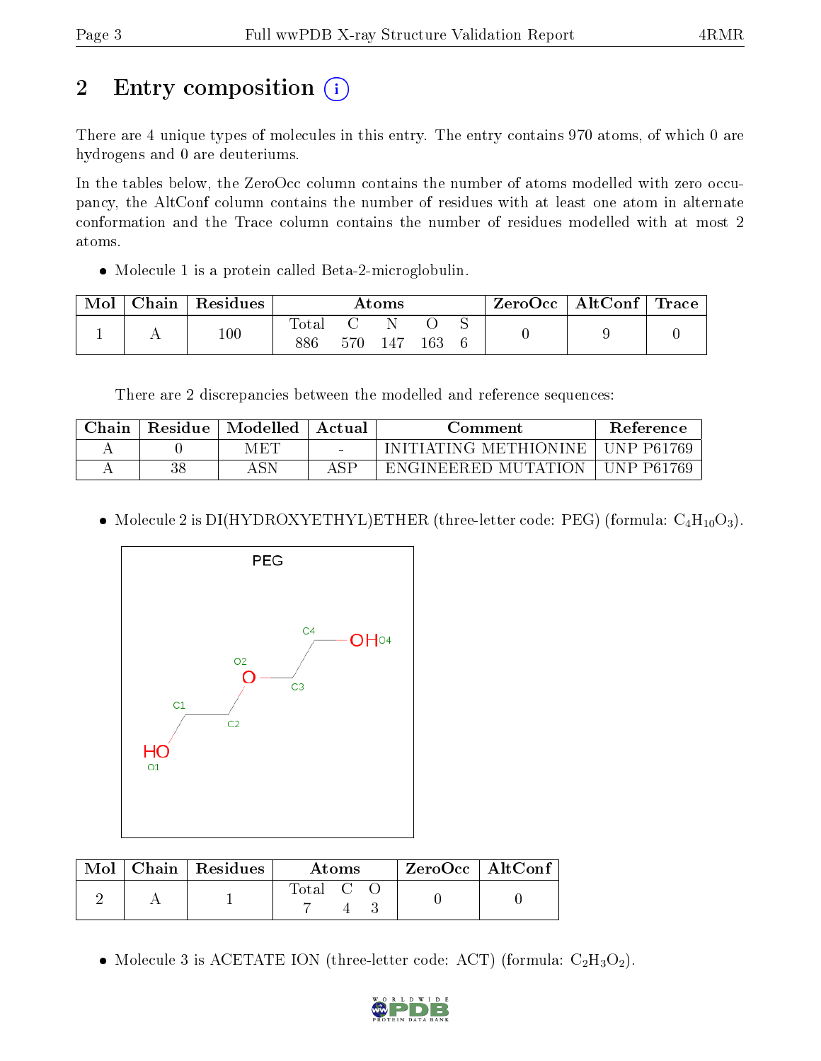# 2 Entry composition

There are 4 unique types of molecules in this entry. The entry contains 970 atoms, of which 0 are hydrogens and 0 are deuteriums.

In the tables below, the ZeroOcc column contains the number of atoms modelled with zero occupancy, the AltConf column contains the number of residues with at least one atom in alternate conformation and the Trace column contains the number of residues modelled with at most 2 atoms.

- Molecule 1 is a protein called Beta-2-microglobulin.

| Mol | Chain | Residues | Atoms | | | | | ZeroOcc | AltConf | Trace |
|---|---|---|---|---|---|---|---|---|---|---|
| | | | Total | C | N | O | S | | | |
| 1 | A | 100 | 886 | 570 | 147 | 163 | 6 | 0 | 9 | 0 |

There are 2 discrepancies between the modelled and reference sequences:

| Chain | Residue | Modelled | Actual | Comment | Reference |
|---|---|---|---|---|---|
| A | 0 | MET | - | INITIATING METHIONINE | UNP P61769 |
| A | 38 | ASN | ASP | ENGINEERED MUTATION | UNP P61769 |

- Molecule 2 is DI(HYDROXYETHYL)ETHER (three-letter code: PEG) (formula: $C_4H_{10}O_3$).

| Mol | Chain | Residues | Atoms | | | ZeroOcc | AltConf |
|---|---|---|---|---|---|---|---|
| | | | Total | C | O | | |
| 2 | A | 1 | 7 | 4 | 3 | 0 | 0 |

- Molecule 3 is ACETATE ION (three-letter code: ACT) (formula: $C_2H_3O_2$).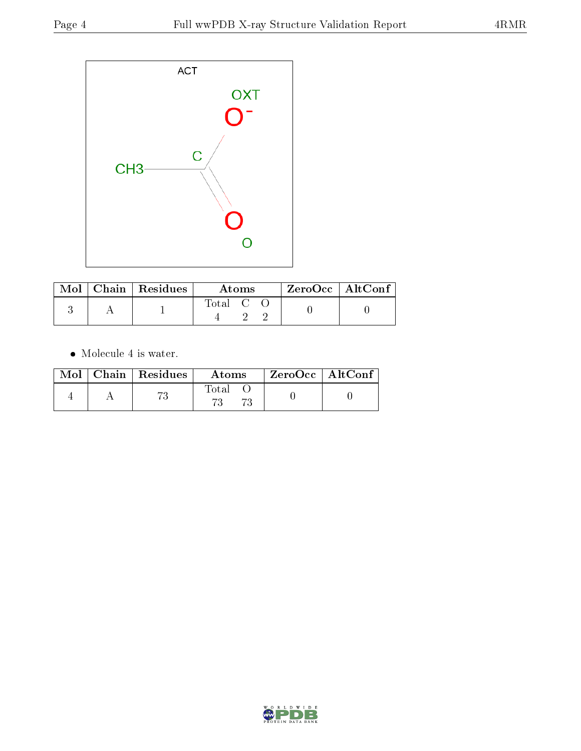ACT

| Mol | Chain | Residues | Atoms | | | ZeroOcc | AltConf |
|---|---|---|---|---|---|---|---|
| | | | Total | C | O | | |
| 3 | A | 1 | 4 | 2 | 2 | 0 | 0 |

- Molecule 4 is water.

| Mol | Chain | Residues | Atoms | | ZeroOcc | AltConf |
|---|---|---|---|---|---|---|
| | | | Total | O | | |
| 4 | A | 73 | 73 | 73 | 0 | 0 |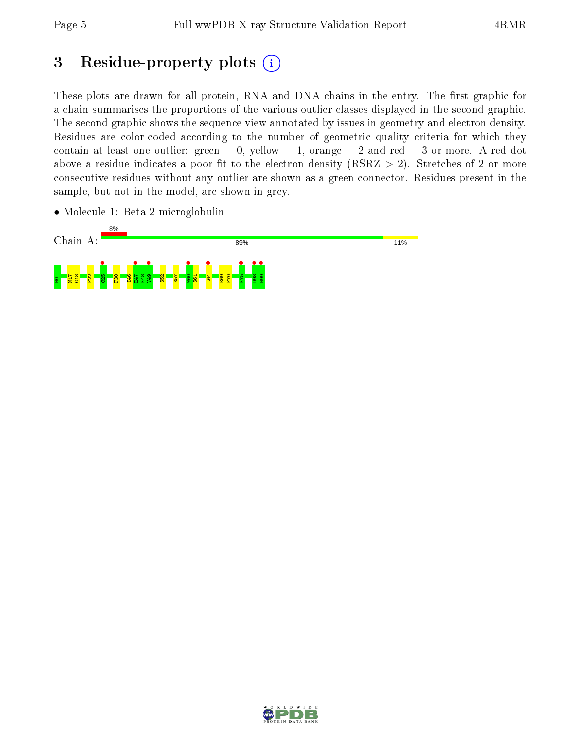# 3 Residue-property plots

These plots are drawn for all protein, RNA and DNA chains in the entry. The first graphic for a chain summarises the proportions of the various outlier classes displayed in the second graphic. The second graphic shows the sequence view annotated by issues in geometry and electron density. Residues are color-coded according to the number of geometric quality criteria for which they contain at least one outlier: green = 0, yellow = 1, orange = 2 and red = 3 or more. A red dot above a residue indicates a poor fit to the electron density (RSRZ > 2). Stretches of 2 or more consecutive residues without any outlier are shown as a green connector. Residues present in the sample, but not in the model, are shown in grey.

- Molecule 1: Beta-2-microglobulin

Chain A: 8% | 89% | 11%

M0 N17 G18 F22 C25 F30 I46 E47 K48 V49 S52 S57 W60 S61 L64 E69 F70 K75 D98 M99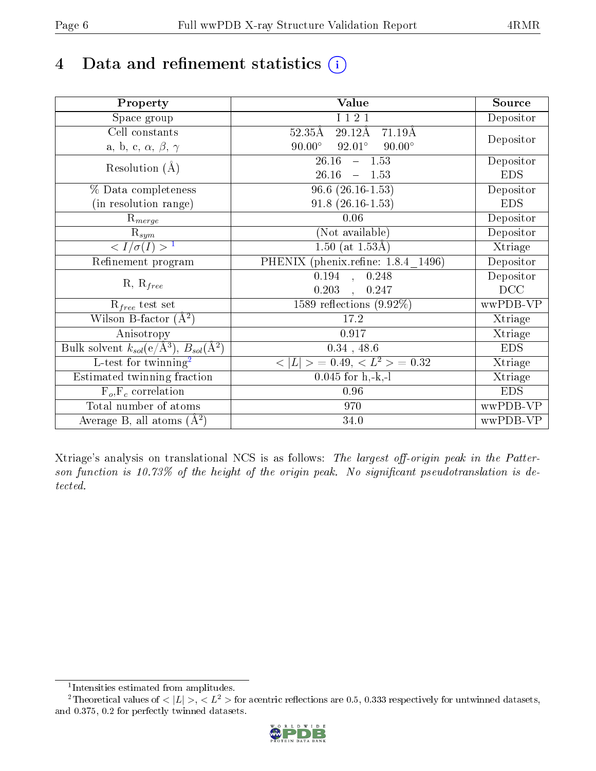# 4 Data and refinement statistics

| Property | Value | Source |
|---|---|---|
| Space group | I 1 2 1 | Depositor |
| Cell constants<br>a, b, c, $\alpha$, $\beta$, $\gamma$ | 52.35Å 29.12Å 71.19Å<br>90.00° 92.01° 90.00° | Depositor |
| Resolution (Å) | 26.16 – 1.53<br>26.16 – 1.53 | Depositor<br>EDS |
| % Data completeness<br>(in resolution range) | 96.6 (26.16-1.53)<br>91.8 (26.16-1.53) | Depositor<br>EDS |
| $R_{merge}$ | 0.06 | Depositor |
| $R_{sym}$ | (Not available) | Depositor |
| $< I/\sigma(I) >$ [1] | 1.50 (at 1.53Å) | Xtriage |
| Refinement program | PHENIX (phenix.refine: 1.8.4_1496) | Depositor |
| R, $R_{free}$ | 0.194 , 0.248<br>0.203 , 0.247 | Depositor<br>DCC |
| $R_{free}$ test set | 1589 reflections (9.92%) | wwPDB-VP |
| Wilson B-factor (Å$^2$) | 17.2 | Xtriage |
| Anisotropy | 0.917 | Xtriage |
| Bulk solvent $k_{sol}$(e/Å$^3$), $B_{sol}$(Å$^2$) | 0.34 , 48.6 | EDS |
| L-test for twinning[2] | $< \|L\| > = 0.49$, $< L^2 > = 0.32$ | Xtriage |
| Estimated twinning fraction | 0.045 for h,-k,-l | Xtriage |
| $F_o$,$F_c$ correlation | 0.96 | EDS |
| Total number of atoms | 970 | wwPDB-VP |
| Average B, all atoms (Å$^2$) | 34.0 | wwPDB-VP |

Xtriage's analysis on translational NCS is as follows: *The largest off-origin peak in the Patterson function is 10.73% of the height of the origin peak. No significant pseudotranslation is detected.*

[1] Intensities estimated from amplitudes.

[2] Theoretical values of $< |L| >$, $< L^2 >$ for acentric reflections are 0.5, 0.333 respectively for untwinned datasets, and 0.375, 0.2 for perfectly twinned datasets.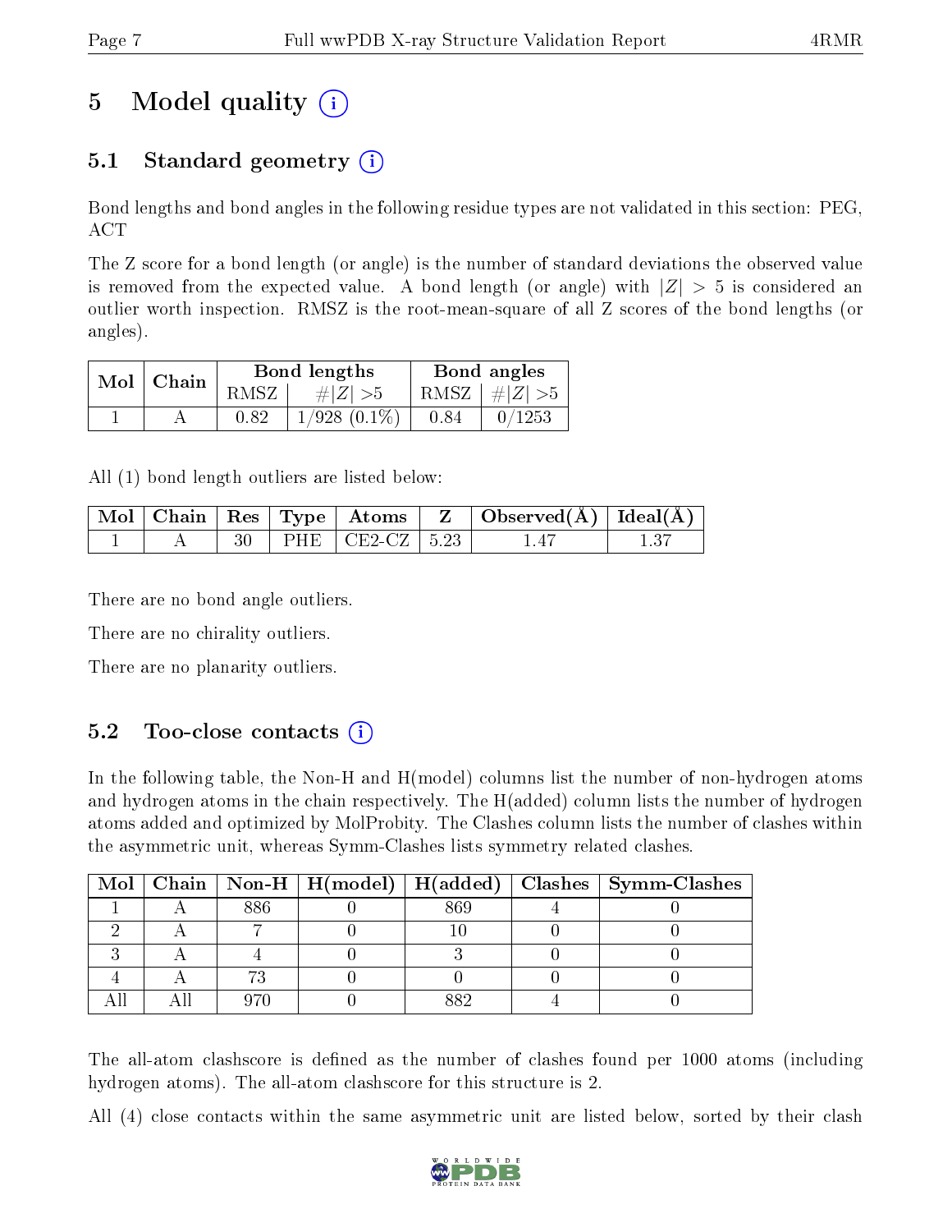# 5 Model quality

## 5.1 Standard geometry

Bond lengths and bond angles in the following residue types are not validated in this section: PEG, ACT

The Z score for a bond length (or angle) is the number of standard deviations the observed value is removed from the expected value. A bond length (or angle) with $|Z| > 5$ is considered an outlier worth inspection. RMSZ is the root-mean-square of all Z scores of the bond lengths (or angles).

| Mol | Chain | Bond lengths | | Bond angles | |
|---|---|---|---|---|---|
| | | RMSZ | $\#|Z|>5$ | RMSZ | $\#|Z|>5$ |
| 1 | A | 0.82 | 1/928 (0.1%) | 0.84 | 0/1253 |

All (1) bond length outliers are listed below:

| Mol | Chain | Res | Type | Atoms | Z | Observed(Å) | Ideal(Å) |
|---|---|---|---|---|---|---|---|
| 1 | A | 30 | PHE | CE2-CZ | 5.23 | 1.47 | 1.37 |

There are no bond angle outliers.

There are no chirality outliers.

There are no planarity outliers.

## 5.2 Too-close contacts

In the following table, the Non-H and H(model) columns list the number of non-hydrogen atoms and hydrogen atoms in the chain respectively. The H(added) column lists the number of hydrogen atoms added and optimized by MolProbity. The Clashes column lists the number of clashes within the asymmetric unit, whereas Symm-Clashes lists symmetry related clashes.

| Mol | Chain | Non-H | H(model) | H(added) | Clashes | Symm-Clashes |
|---|---|---|---|---|---|---|
| 1 | A | 886 | 0 | 869 | 4 | 0 |
| 2 | A | 7 | 0 | 10 | 0 | 0 |
| 3 | A | 4 | 0 | 3 | 0 | 0 |
| 4 | A | 73 | 0 | 0 | 0 | 0 |
| All | All | 970 | 0 | 882 | 4 | 0 |

The all-atom clashscore is defined as the number of clashes found per 1000 atoms (including hydrogen atoms). The all-atom clashscore for this structure is 2.

All (4) close contacts within the same asymmetric unit are listed below, sorted by their clash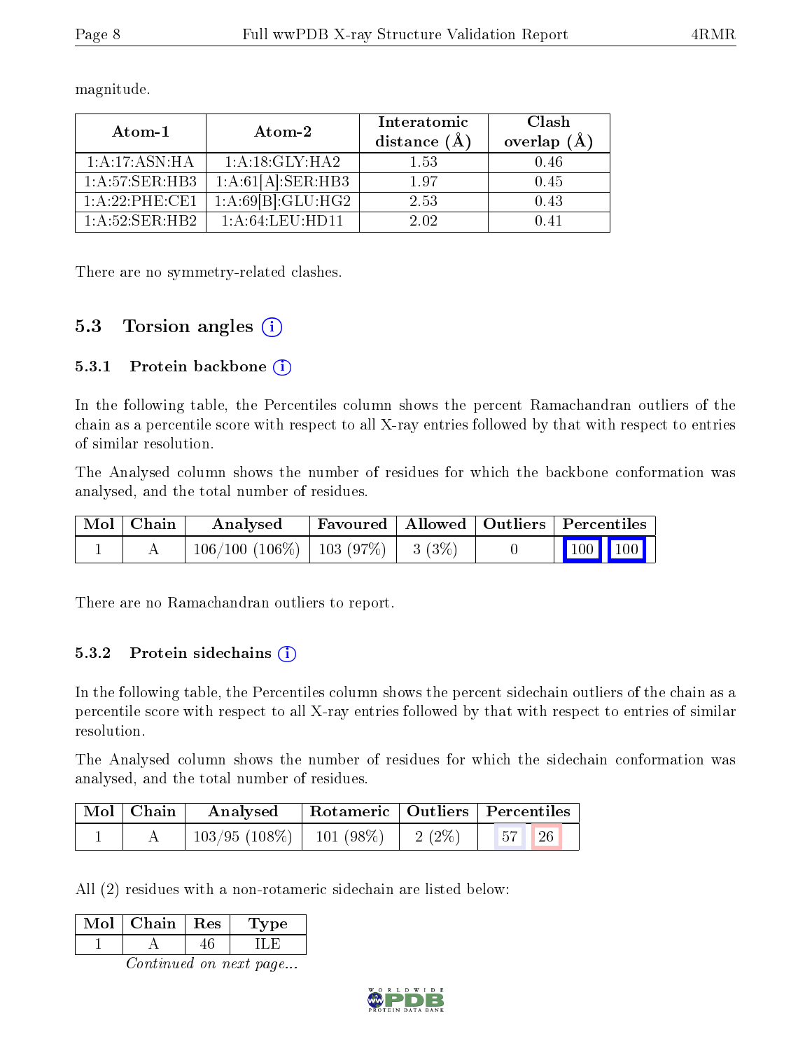magnitude.

| Atom-1 | Atom-2 | Interatomic distance (Å) | Clash overlap (Å) |
|---|---|---|---|
| 1:A:17:ASN:HA | 1:A:18:GLY:HA2 | 1.53 | 0.46 |
| 1:A:57:SER:HB3 | 1:A:61[A]:SER:HB3 | 1.97 | 0.45 |
| 1:A:22:PHE:CE1 | 1:A:69[B]:GLU:HG2 | 2.53 | 0.43 |
| 1:A:52:SER:HB2 | 1:A:64:LEU:HD11 | 2.02 | 0.41 |

There are no symmetry-related clashes.

## 5.3 Torsion angles

### 5.3.1 Protein backbone

In the following table, the Percentiles column shows the percent Ramachandran outliers of the chain as a percentile score with respect to all X-ray entries followed by that with respect to entries of similar resolution.

The Analysed column shows the number of residues for which the backbone conformation was analysed, and the total number of residues.

| Mol | Chain | Analysed | Favoured | Allowed | Outliers | Percentiles | |
|---|---|---|---|---|---|---|---|
| 1 | A | 106/100 (106%) | 103 (97%) | 3 (3%) | 0 | 100 | 100 |

There are no Ramachandran outliers to report.

### 5.3.2 Protein sidechains

In the following table, the Percentiles column shows the percent sidechain outliers of the chain as a percentile score with respect to all X-ray entries followed by that with respect to entries of similar resolution.

The Analysed column shows the number of residues for which the sidechain conformation was analysed, and the total number of residues.

| Mol | Chain | Analysed | Rotameric | Outliers | Percentiles | |
|---|---|---|---|---|---|---|
| 1 | A | 103/95 (108%) | 101 (98%) | 2 (2%) | 57 | 26 |

All (2) residues with a non-rotameric sidechain are listed below:

| Mol | Chain | Res | Type |
|---|---|---|---|
| 1 | A | 46 | ILE |

*Continued on next page...*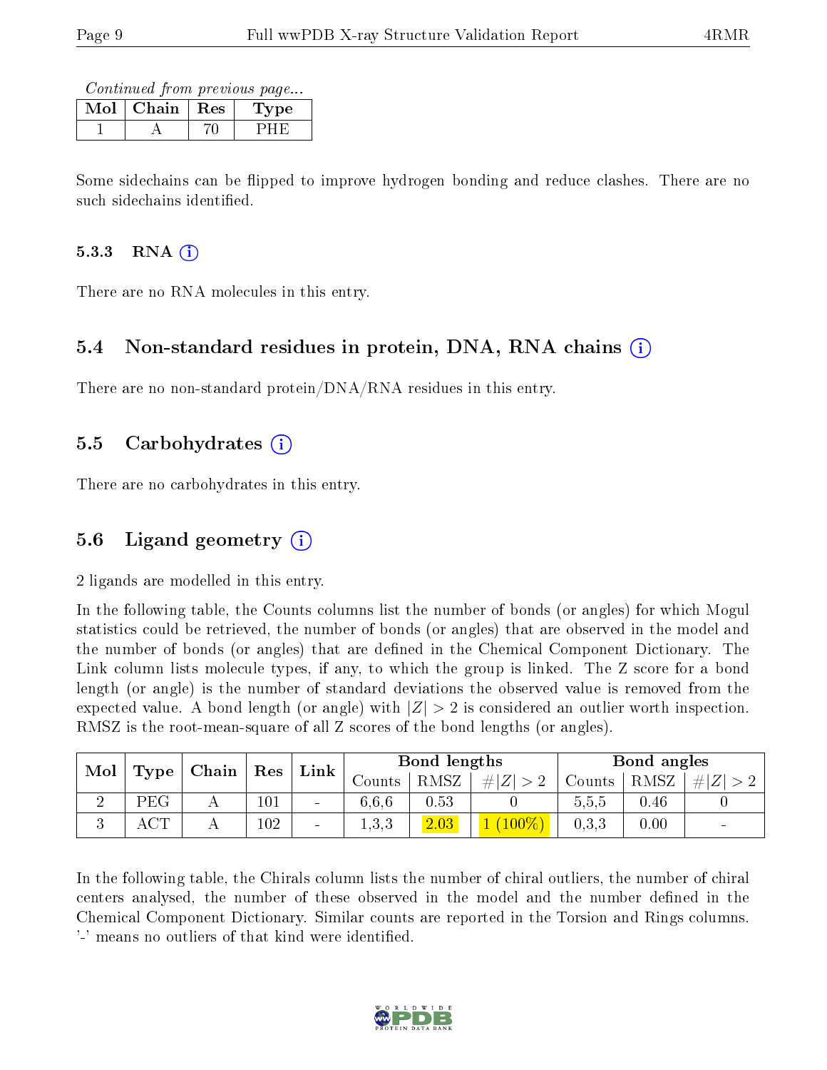*Continued from previous page...*

| Mol | Chain | Res | Type |
|---|---|---|---|
| 1 | A | 70 | PHE |

Some sidechains can be flipped to improve hydrogen bonding and reduce clashes. There are no such sidechains identified.

#### 5.3.3 RNA

There are no RNA molecules in this entry.

### 5.4 Non-standard residues in protein, DNA, RNA chains

There are no non-standard protein/DNA/RNA residues in this entry.

### 5.5 Carbohydrates

There are no carbohydrates in this entry.

### 5.6 Ligand geometry

2 ligands are modelled in this entry.

In the following table, the Counts columns list the number of bonds (or angles) for which Mogul statistics could be retrieved, the number of bonds (or angles) that are observed in the model and the number of bonds (or angles) that are defined in the Chemical Component Dictionary. The Link column lists molecule types, if any, to which the group is linked. The Z score for a bond length (or angle) is the number of standard deviations the observed value is removed from the expected value. A bond length (or angle) with $|Z| > 2$ is considered an outlier worth inspection. RMSZ is the root-mean-square of all Z scores of the bond lengths (or angles).

| Mol | Type | Chain | Res | Link | Bond lengths | | | Bond angles | | |
|---|---|---|---|---|---|---|---|---|---|---|
| | | | | | Counts | RMSZ | $\#\|Z\| > 2$ | Counts | RMSZ | $\#\|Z\| > 2$ |
| 2 | PEG | A | 101 | - | 6,6,6 | 0.53 | 0 | 5,5,5 | 0.46 | 0 |
| 3 | ACT | A | 102 | - | 1,3,3 | 2.03 | 1 (100%) | 0,3,3 | 0.00 | - |

In the following table, the Chirals column lists the number of chiral outliers, the number of chiral centers analysed, the number of these observed in the model and the number defined in the Chemical Component Dictionary. Similar counts are reported in the Torsion and Rings columns. '-' means no outliers of that kind were identified.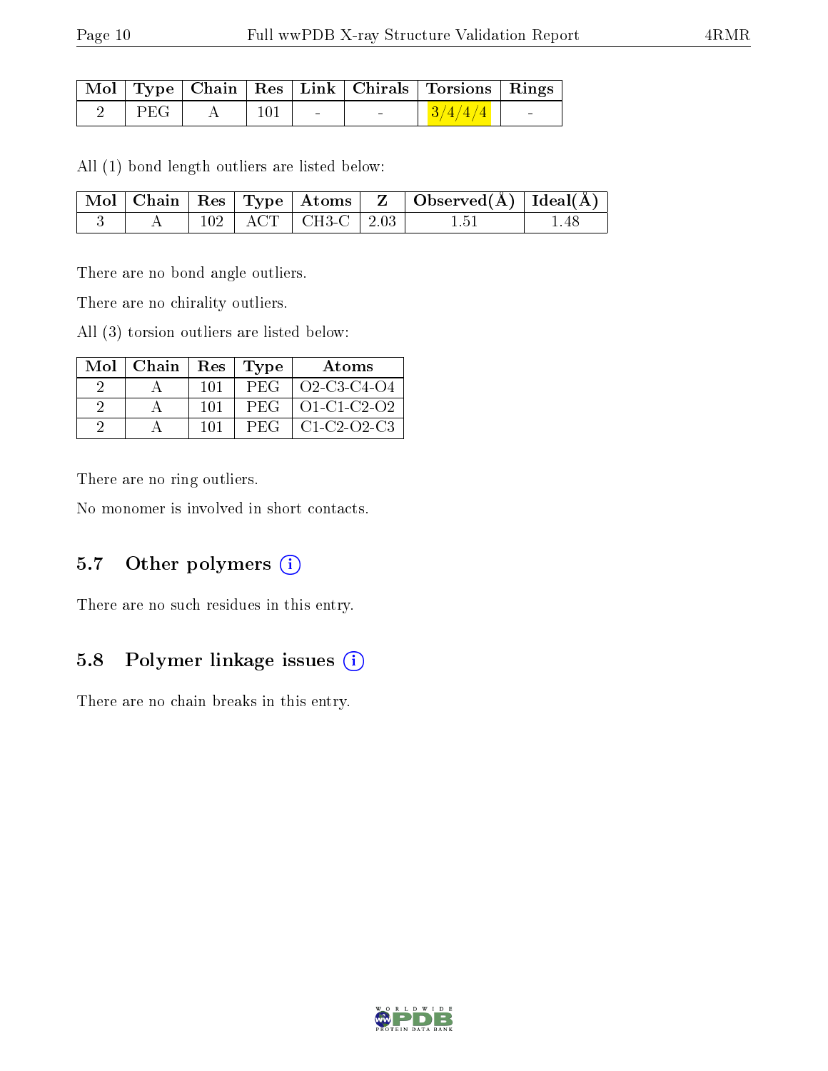| Mol | Type | Chain | Res | Link | Chirals | Torsions | Rings |
|---|---|---|---|---|---|---|---|
| 2 | PEG | A | 101 | - | - | 3/4/4/4 | - |

All (1) bond length outliers are listed below:

| Mol | Chain | Res | Type | Atoms | Z | Observed(Å) | Ideal(Å) |
|---|---|---|---|---|---|---|---|
| 3 | A | 102 | ACT | CH3-C | 2.03 | 1.51 | 1.48 |

There are no bond angle outliers.

There are no chirality outliers.

All (3) torsion outliers are listed below:

| Mol | Chain | Res | Type | Atoms |
|---|---|---|---|---|
| 2 | A | 101 | PEG | O2-C3-C4-O4 |
| 2 | A | 101 | PEG | O1-C1-C2-O2 |
| 2 | A | 101 | PEG | C1-C2-O2-C3 |

There are no ring outliers.

No monomer is involved in short contacts.

### 5.7 Other polymers (i)

There are no such residues in this entry.

### 5.8 Polymer linkage issues (i)

There are no chain breaks in this entry.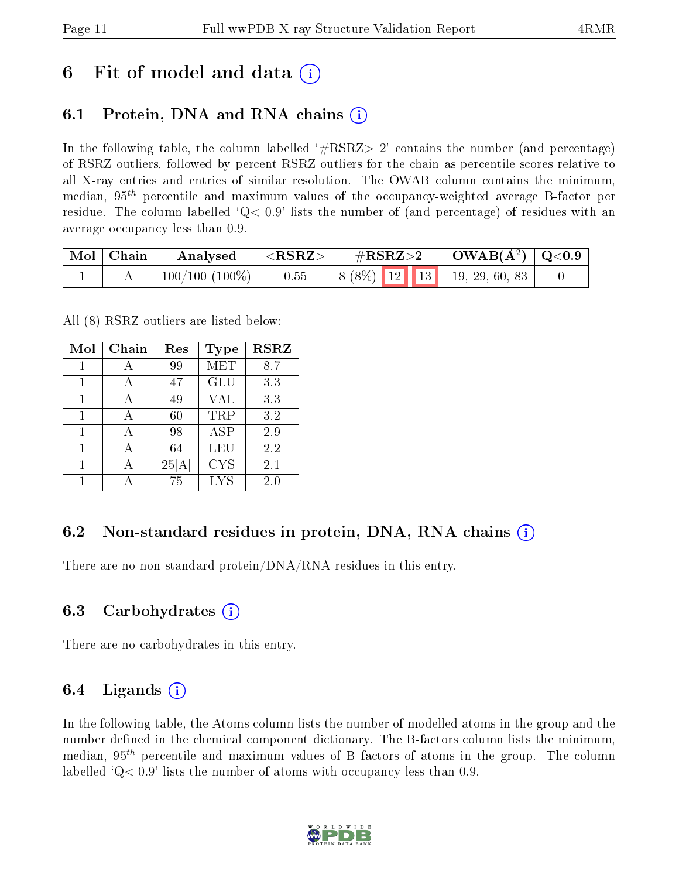# 6 Fit of model and data

## 6.1 Protein, DNA and RNA chains

In the following table, the column labelled '#RSRZ> 2' contains the number (and percentage) of RSRZ outliers, followed by percent RSRZ outliers for the chain as percentile scores relative to all X-ray entries and entries of similar resolution. The OWAB column contains the minimum, median, $95^{th}$ percentile and maximum values of the occupancy-weighted average B-factor per residue. The column labelled 'Q< 0.9' lists the number of (and percentage) of residues with an average occupancy less than 0.9.

| Mol | Chain | Analysed | <RSRZ> | #RSRZ>2 | | | OWAB(Å$^2$) | Q<0.9 |
|---|---|---|---|---|---|---|---|---|
| 1 | A | 100/100 (100%) | 0.55 | 8 (8%) | 12 | 13 | 19, 29, 60, 83 | 0 |

All (8) RSRZ outliers are listed below:

| Mol | Chain | Res | Type | RSRZ |
|---|---|---|---|---|
| 1 | A | 99 | MET | 8.7 |
| 1 | A | 47 | GLU | 3.3 |
| 1 | A | 49 | VAL | 3.3 |
| 1 | A | 60 | TRP | 3.2 |
| 1 | A | 98 | ASP | 2.9 |
| 1 | A | 64 | LEU | 2.2 |
| 1 | A | 25[A] | CYS | 2.1 |
| 1 | A | 75 | LYS | 2.0 |

## 6.2 Non-standard residues in protein, DNA, RNA chains

There are no non-standard protein/DNA/RNA residues in this entry.

## 6.3 Carbohydrates

There are no carbohydrates in this entry.

## 6.4 Ligands

In the following table, the Atoms column lists the number of modelled atoms in the group and the number defined in the chemical component dictionary. The B-factors column lists the minimum, median, $95^{th}$ percentile and maximum values of B factors of atoms in the group. The column labelled 'Q< 0.9' lists the number of atoms with occupancy less than 0.9.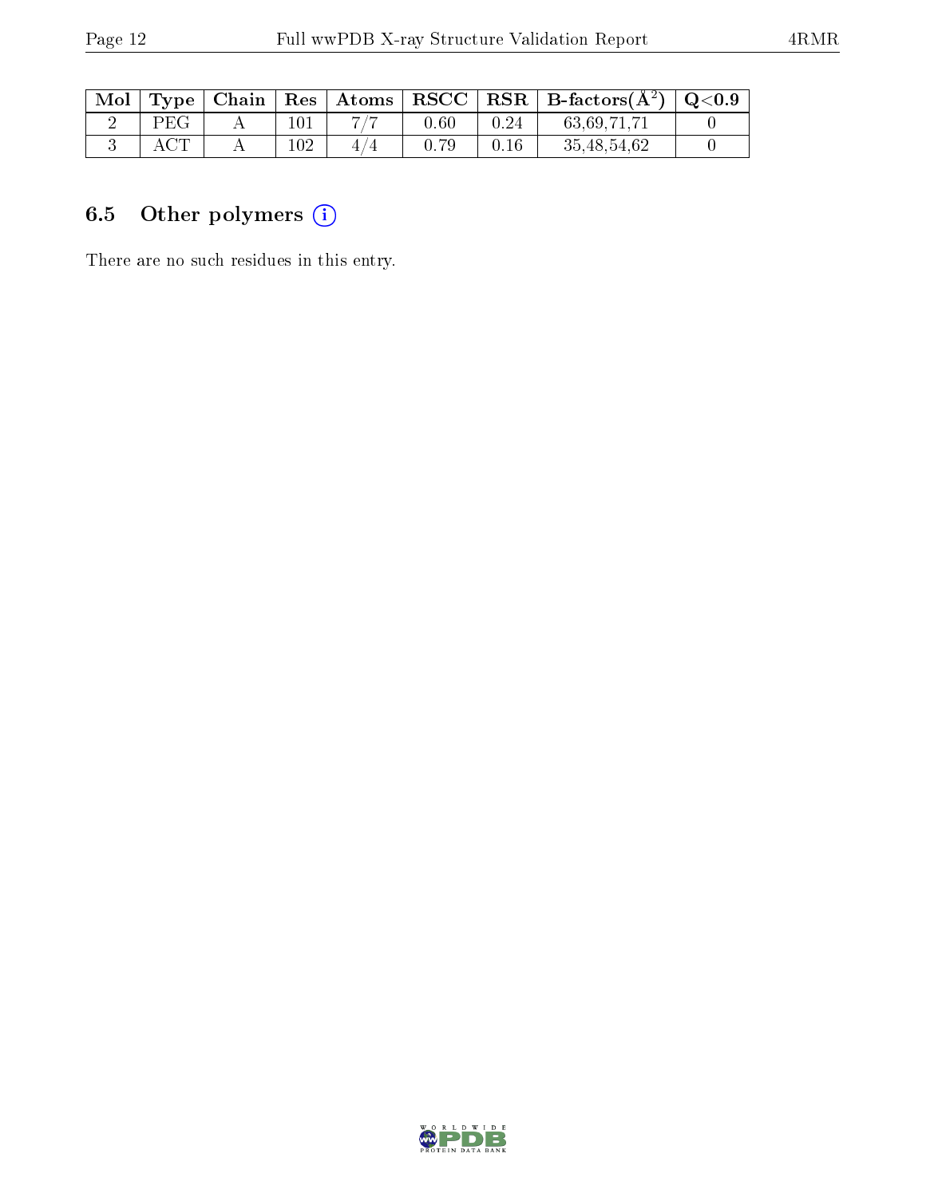| Mol | Type | Chain | Res | Atoms | RSCC | RSR | B-factors($\AA^2$) | Q<0.9 |
|---|---|---|---|---|---|---|---|---|
| 2 | PEG | A | 101 | 7/7 | 0.60 | 0.24 | 63,69,71,71 | 0 |
| 3 | ACT | A | 102 | 4/4 | 0.79 | 0.16 | 35,48,54,62 | 0 |

### 6.5 Other polymers (i)

There are no such residues in this entry.